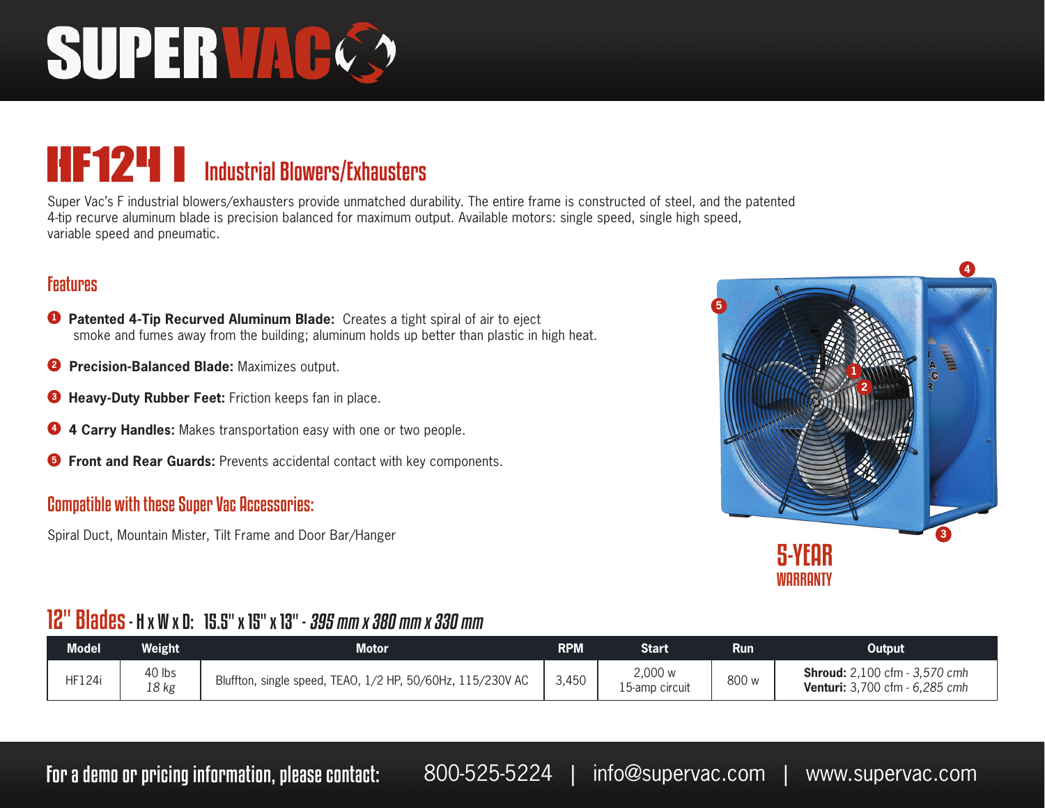# SUPERVAC

## HF124 I Industrial Blowers/Exhausters

Super Vac's F industrial blowers/exhausters provide unmatched durability. The entire frame is constructed of steel, and the patented 4-tip recurve aluminum blade is precision balanced for maximum output. Available motors: single speed, single high speed, variable speed and pneumatic.

### Features

1. **Patented 4-Tip Recurved Aluminum Blade:** Creates a tight spiral of air to eject smoke and fumes away from the building; aluminum holds up better than plastic in high heat.
2. **Precision-Balanced Blade:** Maximizes output.
3. **Heavy-Duty Rubber Feet:** Friction keeps fan in place.
4. **4 Carry Handles:** Makes transportation easy with one or two people.
5. **Front and Rear Guards:** Prevents accidental contact with key components.

### Compatible with these Super Vac Accessories:

Spiral Duct, Mountain Mister, Tilt Frame and Door Bar/Hanger

**5-YEAR WARRANTY**

### 12" Blades - H x W x D: 15.5" x 15" x 13" - *395 mm x 380 mm x 330 mm*

| Model | Weight | Motor | RPM | Start | Run | Output |
|---|---|---|---|---|---|---|
| HF124i | 40 lbs<br>*18 kg* | Bluffton, single speed, TEAO, 1/2 HP, 50/60Hz, 115/230V AC | 3,450 | 2,000 w<br>15-amp circuit | 800 w | **Shroud:** 2,100 cfm - *3,570 cmh*<br>**Venturi:** 3,700 cfm - *6,285 cmh* |

**For a demo or pricing information, please contact:** 800-525-5224 | info@supervac.com | www.supervac.com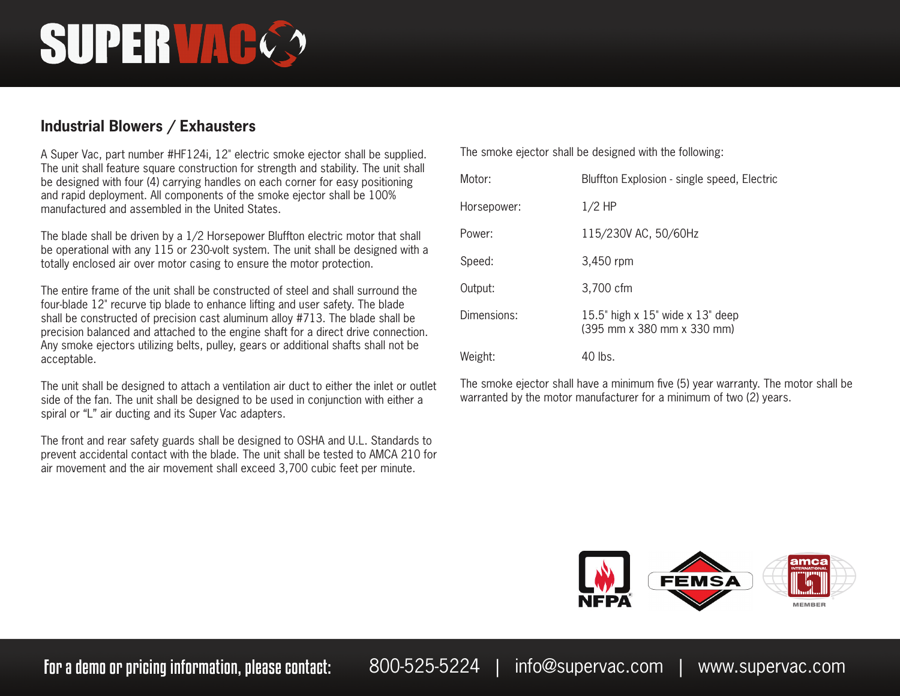## Industrial Blowers / Exhausters

A Super Vac, part number #HF124i, 12" electric smoke ejector shall be supplied. The unit shall feature square construction for strength and stability. The unit shall be designed with four (4) carrying handles on each corner for easy positioning and rapid deployment. All components of the smoke ejector shall be 100% manufactured and assembled in the United States.

The blade shall be driven by a 1/2 Horsepower Bluffton electric motor that shall be operational with any 115 or 230-volt system. The unit shall be designed with a totally enclosed air over motor casing to ensure the motor protection.

The entire frame of the unit shall be constructed of steel and shall surround the four-blade 12" recurve tip blade to enhance lifting and user safety. The blade shall be constructed of precision cast aluminum alloy #713. The blade shall be precision balanced and attached to the engine shaft for a direct drive connection. Any smoke ejectors utilizing belts, pulley, gears or additional shafts shall not be acceptable.

The unit shall be designed to attach a ventilation air duct to either the inlet or outlet side of the fan. The unit shall be designed to be used in conjunction with either a spiral or "L" air ducting and its Super Vac adapters.

The front and rear safety guards shall be designed to OSHA and U.L. Standards to prevent accidental contact with the blade. The unit shall be tested to AMCA 210 for air movement and the air movement shall exceed 3,700 cubic feet per minute.

The smoke ejector shall be designed with the following:

| | |
|---|---|
| Motor: | Bluffton Explosion - single speed, Electric |
| Horsepower: | 1/2 HP |
| Power: | 115/230V AC, 50/60Hz |
| Speed: | 3,450 rpm |
| Output: | 3,700 cfm |
| Dimensions: | 15.5" high x 15" wide x 13" deep (395 mm x 380 mm x 330 mm) |
| Weight: | 40 lbs. |

The smoke ejector shall have a minimum five (5) year warranty. The motor shall be warranted by the motor manufacturer for a minimum of two (2) years.

For a demo or pricing information, please contact: 800-525-5224 | info@supervac.com | www.supervac.com